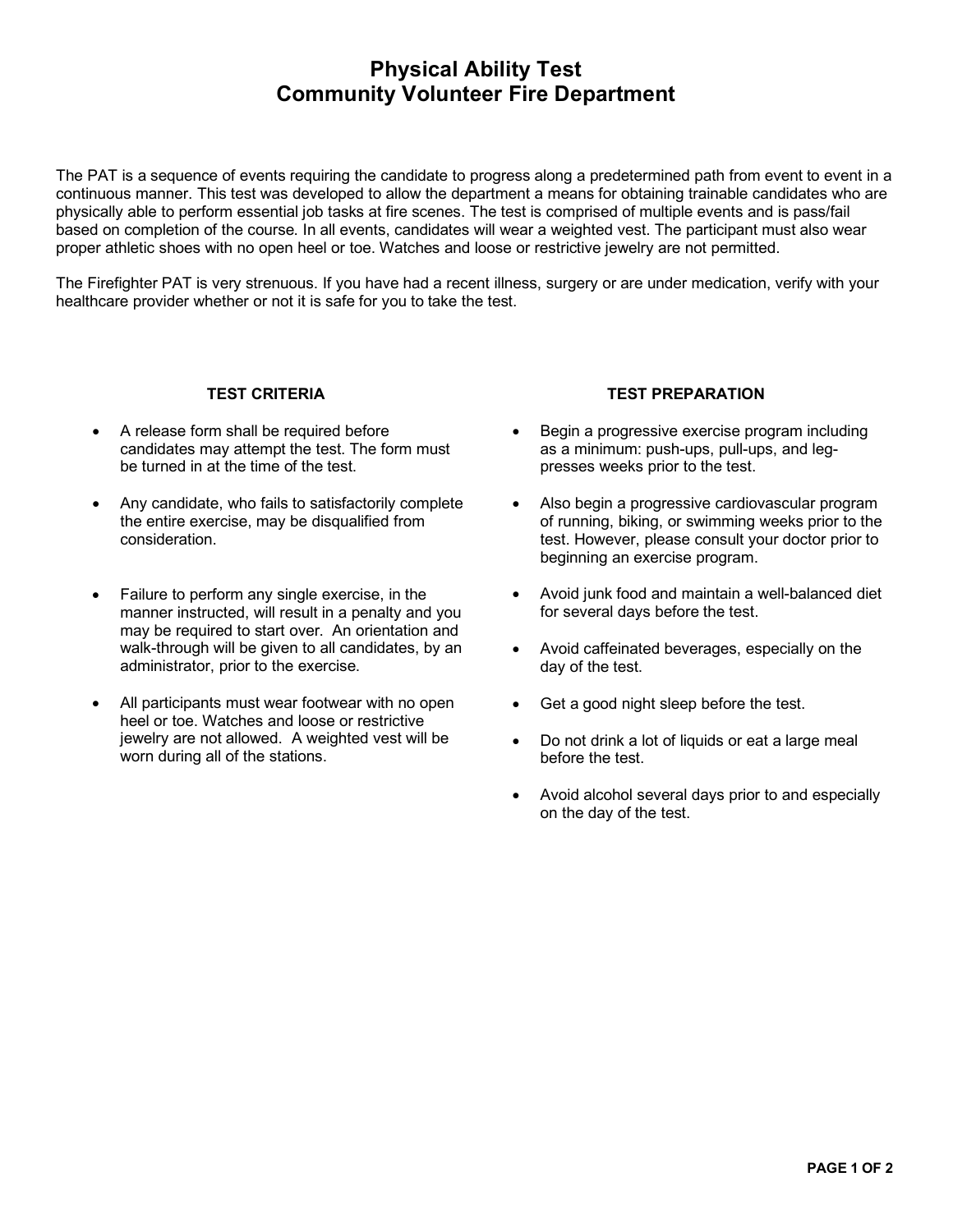# Physical Ability Test
# Community Volunteer Fire Department

The PAT is a sequence of events requiring the candidate to progress along a predetermined path from event to event in a continuous manner. This test was developed to allow the department a means for obtaining trainable candidates who are physically able to perform essential job tasks at fire scenes. The test is comprised of multiple events and is pass/fail based on completion of the course. In all events, candidates will wear a weighted vest. The participant must also wear proper athletic shoes with no open heel or toe. Watches and loose or restrictive jewelry are not permitted.

The Firefighter PAT is very strenuous. If you have had a recent illness, surgery or are under medication, verify with your healthcare provider whether or not it is safe for you to take the test.

## TEST CRITERIA

- A release form shall be required before candidates may attempt the test. The form must be turned in at the time of the test.
- Any candidate, who fails to satisfactorily complete the entire exercise, may be disqualified from consideration.
- Failure to perform any single exercise, in the manner instructed, will result in a penalty and you may be required to start over. An orientation and walk-through will be given to all candidates, by an administrator, prior to the exercise.
- All participants must wear footwear with no open heel or toe. Watches and loose or restrictive jewelry are not allowed. A weighted vest will be worn during all of the stations.

## TEST PREPARATION

- Begin a progressive exercise program including as a minimum: push-ups, pull-ups, and leg-presses weeks prior to the test.
- Also begin a progressive cardiovascular program of running, biking, or swimming weeks prior to the test. However, please consult your doctor prior to beginning an exercise program.
- Avoid junk food and maintain a well-balanced diet for several days before the test.
- Avoid caffeinated beverages, especially on the day of the test.
- Get a good night sleep before the test.
- Do not drink a lot of liquids or eat a large meal before the test.
- Avoid alcohol several days prior to and especially on the day of the test.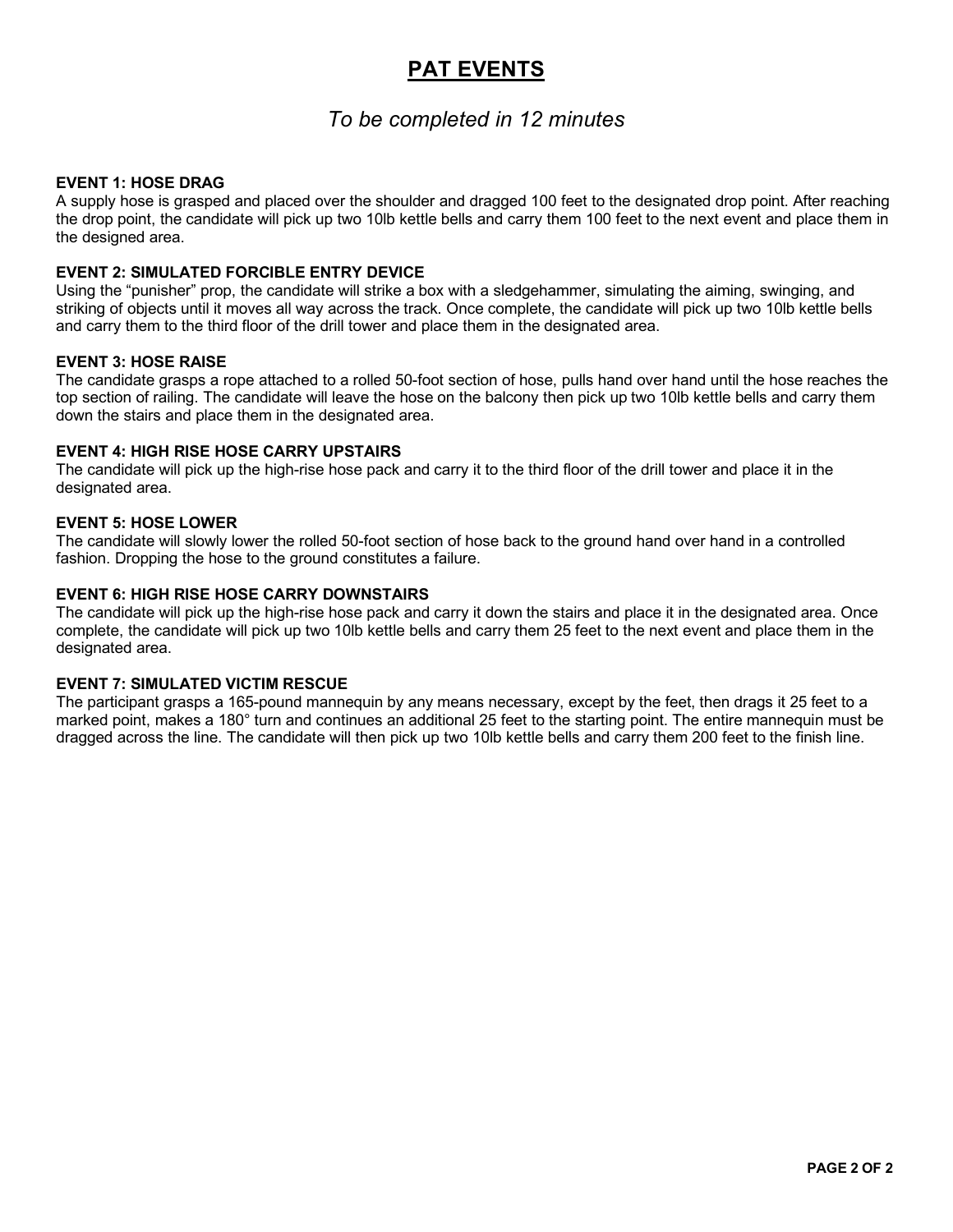# PAT EVENTS

*To be completed in 12 minutes*

**EVENT 1: HOSE DRAG**
A supply hose is grasped and placed over the shoulder and dragged 100 feet to the designated drop point. After reaching the drop point, the candidate will pick up two 10lb kettle bells and carry them 100 feet to the next event and place them in the designed area.

**EVENT 2: SIMULATED FORCIBLE ENTRY DEVICE**
Using the "punisher" prop, the candidate will strike a box with a sledgehammer, simulating the aiming, swinging, and striking of objects until it moves all way across the track. Once complete, the candidate will pick up two 10lb kettle bells and carry them to the third floor of the drill tower and place them in the designated area.

**EVENT 3: HOSE RAISE**
The candidate grasps a rope attached to a rolled 50-foot section of hose, pulls hand over hand until the hose reaches the top section of railing. The candidate will leave the hose on the balcony then pick up two 10lb kettle bells and carry them down the stairs and place them in the designated area.

**EVENT 4: HIGH RISE HOSE CARRY UPSTAIRS**
The candidate will pick up the high-rise hose pack and carry it to the third floor of the drill tower and place it in the designated area.

**EVENT 5: HOSE LOWER**
The candidate will slowly lower the rolled 50-foot section of hose back to the ground hand over hand in a controlled fashion. Dropping the hose to the ground constitutes a failure.

**EVENT 6: HIGH RISE HOSE CARRY DOWNSTAIRS**
The candidate will pick up the high-rise hose pack and carry it down the stairs and place it in the designated area. Once complete, the candidate will pick up two 10lb kettle bells and carry them 25 feet to the next event and place them in the designated area.

**EVENT 7: SIMULATED VICTIM RESCUE**
The participant grasps a 165-pound mannequin by any means necessary, except by the feet, then drags it 25 feet to a marked point, makes a 180° turn and continues an additional 25 feet to the starting point. The entire mannequin must be dragged across the line. The candidate will then pick up two 10lb kettle bells and carry them 200 feet to the finish line.